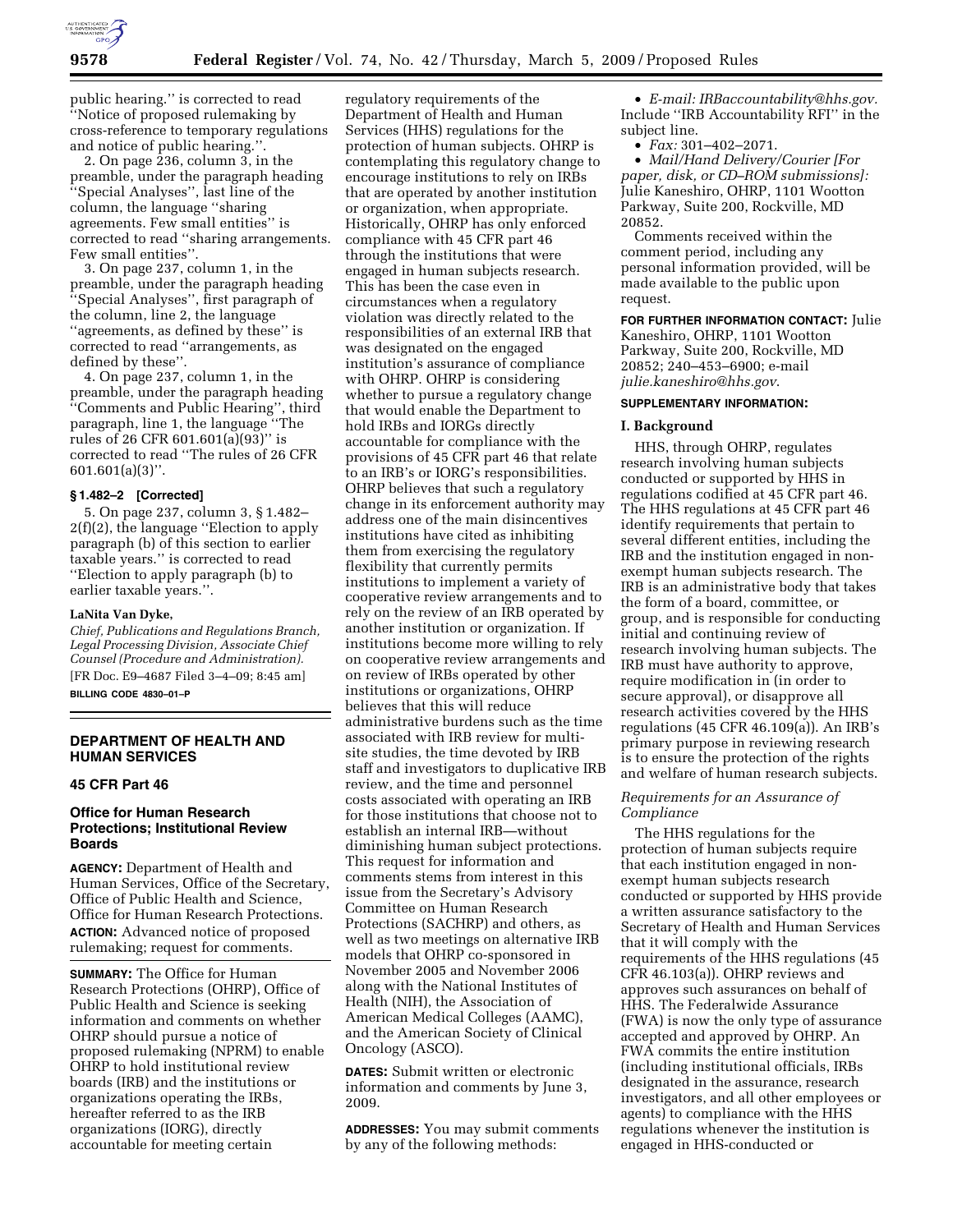public hearing.'' is corrected to read ''Notice of proposed rulemaking by cross-reference to temporary regulations and notice of public hearing.''.

2. On page 236, column 3, in the preamble, under the paragraph heading ''Special Analyses'', last line of the column, the language ''sharing agreements. Few small entities'' is corrected to read ''sharing arrangements. Few small entities''.

3. On page 237, column 1, in the preamble, under the paragraph heading ''Special Analyses'', first paragraph of the column, line 2, the language ''agreements, as defined by these'' is corrected to read ''arrangements, as defined by these''.

4. On page 237, column 1, in the preamble, under the paragraph heading ''Comments and Public Hearing'', third paragraph, line 1, the language ''The rules of 26 CFR 601.601(a)(93)'' is corrected to read ''The rules of 26 CFR 601.601(a)(3)''.

**§ 1.482–2 [Corrected]**

5. On page 237, column 3, § 1.482–2(f)(2), the language ''Election to apply paragraph (b) of this section to earlier taxable years.'' is corrected to read ''Election to apply paragraph (b) to earlier taxable years.''.

**LaNita Van Dyke,**

*Chief, Publications and Regulations Branch, Legal Processing Division, Associate Chief Counsel (Procedure and Administration).*

[FR Doc. E9–4687 Filed 3–4–09; 8:45 am]

**BILLING CODE 4830–01–P**

## DEPARTMENT OF HEALTH AND HUMAN SERVICES

### 45 CFR Part 46

### Office for Human Research Protections; Institutional Review Boards

**AGENCY:** Department of Health and Human Services, Office of the Secretary, Office of Public Health and Science, Office for Human Research Protections.

**ACTION:** Advanced notice of proposed rulemaking; request for comments.

**SUMMARY:** The Office for Human Research Protections (OHRP), Office of Public Health and Science is seeking information and comments on whether OHRP should pursue a notice of proposed rulemaking (NPRM) to enable OHRP to hold institutional review boards (IRB) and the institutions or organizations operating the IRBs, hereafter referred to as the IRB organizations (IORG), directly accountable for meeting certain regulatory requirements of the Department of Health and Human Services (HHS) regulations for the protection of human subjects. OHRP is contemplating this regulatory change to encourage institutions to rely on IRBs that are operated by another institution or organization, when appropriate. Historically, OHRP has only enforced compliance with 45 CFR part 46 through the institutions that were engaged in human subjects research. This has been the case even in circumstances when a regulatory violation was directly related to the responsibilities of an external IRB that was designated on the engaged institution's assurance of compliance with OHRP. OHRP is considering whether to pursue a regulatory change that would enable the Department to hold IRBs and IORGs directly accountable for compliance with the provisions of 45 CFR part 46 that relate to an IRB's or IORG's responsibilities. OHRP believes that such a regulatory change in its enforcement authority may address one of the main disincentives institutions have cited as inhibiting them from exercising the regulatory flexibility that currently permits institutions to implement a variety of cooperative review arrangements and to rely on the review of an IRB operated by another institution or organization. If institutions become more willing to rely on cooperative review arrangements and on review of IRBs operated by other institutions or organizations, OHRP believes that this will reduce administrative burdens such as the time associated with IRB review for multi-site studies, the time devoted by IRB staff and investigators to duplicative IRB review, and the time and personnel costs associated with operating an IRB for those institutions that choose not to establish an internal IRB—without diminishing human subject protections. This request for information and comments stems from interest in this issue from the Secretary's Advisory Committee on Human Research Protections (SACHRP) and others, as well as two meetings on alternative IRB models that OHRP co-sponsored in November 2005 and November 2006 along with the National Institutes of Health (NIH), the Association of American Medical Colleges (AAMC), and the American Society of Clinical Oncology (ASCO).

**DATES:** Submit written or electronic information and comments by June 3, 2009.

**ADDRESSES:** You may submit comments by any of the following methods:

- *E-mail: IRBaccountability@hhs.gov.* Include ''IRB Accountability RFI'' in the subject line.
- *Fax:* 301–402–2071.
- *Mail/Hand Delivery/Courier [For paper, disk, or CD–ROM submissions]:* Julie Kaneshiro, OHRP, 1101 Wootton Parkway, Suite 200, Rockville, MD 20852.

Comments received within the comment period, including any personal information provided, will be made available to the public upon request.

**FOR FURTHER INFORMATION CONTACT:** Julie Kaneshiro, OHRP, 1101 Wootton Parkway, Suite 200, Rockville, MD 20852; 240–453–6900; e-mail *julie.kaneshiro@hhs.gov*.

**SUPPLEMENTARY INFORMATION:**

**I. Background**

HHS, through OHRP, regulates research involving human subjects conducted or supported by HHS in regulations codified at 45 CFR part 46. The HHS regulations at 45 CFR part 46 identify requirements that pertain to several different entities, including the IRB and the institution engaged in non-exempt human subjects research. The IRB is an administrative body that takes the form of a board, committee, or group, and is responsible for conducting initial and continuing review of research involving human subjects. The IRB must have authority to approve, require modification in (in order to secure approval), or disapprove all research activities covered by the HHS regulations (45 CFR 46.109(a)). An IRB's primary purpose in reviewing research is to ensure the protection of the rights and welfare of human research subjects.

*Requirements for an Assurance of Compliance*

The HHS regulations for the protection of human subjects require that each institution engaged in non-exempt human subjects research conducted or supported by HHS provide a written assurance satisfactory to the Secretary of Health and Human Services that it will comply with the requirements of the HHS regulations (45 CFR 46.103(a)). OHRP reviews and approves such assurances on behalf of HHS. The Federalwide Assurance (FWA) is now the only type of assurance accepted and approved by OHRP. An FWA commits the entire institution (including institutional officials, IRBs designated in the assurance, research investigators, and all other employees or agents) to compliance with the HHS regulations whenever the institution is engaged in HHS-conducted or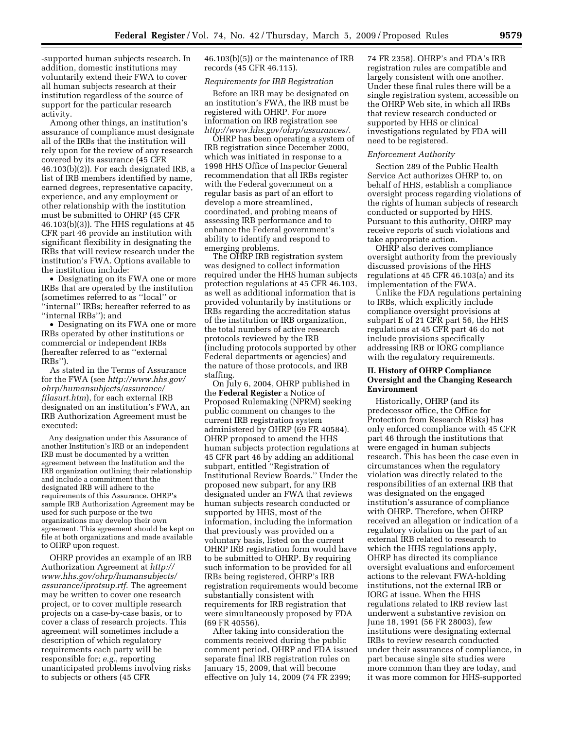-supported human subjects research. In addition, domestic institutions may voluntarily extend their FWA to cover all human subjects research at their institution regardless of the source of support for the particular research activity.

Among other things, an institution's assurance of compliance must designate all of the IRBs that the institution will rely upon for the review of any research covered by its assurance (45 CFR 46.103(b)(2)). For each designated IRB, a list of IRB members identified by name, earned degrees, representative capacity, experience, and any employment or other relationship with the institution must be submitted to OHRP (45 CFR 46.103(b)(3)). The HHS regulations at 45 CFR part 46 provide an institution with significant flexibility in designating the IRBs that will review research under the institution's FWA. Options available to the institution include:

- Designating on its FWA one or more IRBs that are operated by the institution (sometimes referred to as ''local'' or ''internal'' IRBs; hereafter referred to as ''internal IRBs''); and
- Designating on its FWA one or more IRBs operated by other institutions or commercial or independent IRBs (hereafter referred to as ''external IRBs'').

As stated in the Terms of Assurance for the FWA (see *http://www.hhs.gov/ohrp/humansubjects/assurance/filasurt.htm*), for each external IRB designated on an institution's FWA, an IRB Authorization Agreement must be executed:

> Any designation under this Assurance of another Institution's IRB or an independent IRB must be documented by a written agreement between the Institution and the IRB organization outlining their relationship and include a commitment that the designated IRB will adhere to the requirements of this Assurance. OHRP's sample IRB Authorization Agreement may be used for such purpose or the two organizations may develop their own agreement. This agreement should be kept on file at both organizations and made available to OHRP upon request.

OHRP provides an example of an IRB Authorization Agreement at *http://www.hhs.gov/ohrp/humansubjects/assurance/iprotsup.rtf*. The agreement may be written to cover one research project, or to cover multiple research projects on a case-by-case basis, or to cover a class of research projects. This agreement will sometimes include a description of which regulatory requirements each party will be responsible for; *e.g.*, reporting unanticipated problems involving risks to subjects or others (45 CFR 46.103(b)(5)) or the maintenance of IRB records (45 CFR 46.115).

*Requirements for IRB Registration*

Before an IRB may be designated on an institution's FWA, the IRB must be registered with OHRP. For more information on IRB registration see *http://www.hhs.gov/ohrp/assurances/*.

OHRP has been operating a system of IRB registration since December 2000, which was initiated in response to a 1998 HHS Office of Inspector General recommendation that all IRBs register with the Federal government on a regular basis as part of an effort to develop a more streamlined, coordinated, and probing means of assessing IRB performance and to enhance the Federal government's ability to identify and respond to emerging problems.

The OHRP IRB registration system was designed to collect information required under the HHS human subjects protection regulations at 45 CFR 46.103, as well as additional information that is provided voluntarily by institutions or IRBs regarding the accreditation status of the institution or IRB organization, the total numbers of active research protocols reviewed by the IRB (including protocols supported by other Federal departments or agencies) and the nature of those protocols, and IRB staffing.

On July 6, 2004, OHRP published in the **Federal Register** a Notice of Proposed Rulemaking (NPRM) seeking public comment on changes to the current IRB registration system administered by OHRP (69 FR 40584). OHRP proposed to amend the HHS human subjects protection regulations at 45 CFR part 46 by adding an additional subpart, entitled ''Registration of Institutional Review Boards.'' Under the proposed new subpart, for any IRB designated under an FWA that reviews human subjects research conducted or supported by HHS, most of the information, including the information that previously was provided on a voluntary basis, listed on the current OHRP IRB registration form would have to be submitted to OHRP. By requiring such information to be provided for all IRBs being registered, OHRP's IRB registration requirements would become substantially consistent with requirements for IRB registration that were simultaneously proposed by FDA (69 FR 40556).

After taking into consideration the comments received during the public comment period, OHRP and FDA issued separate final IRB registration rules on January 15, 2009, that will become effective on July 14, 2009 (74 FR 2399; 74 FR 2358). OHRP's and FDA's IRB registration rules are compatible and largely consistent with one another. Under these final rules there will be a single registration system, accessible on the OHRP Web site, in which all IRBs that review research conducted or supported by HHS or clinical investigations regulated by FDA will need to be registered.

*Enforcement Authority*

Section 289 of the Public Health Service Act authorizes OHRP to, on behalf of HHS, establish a compliance oversight process regarding violations of the rights of human subjects of research conducted or supported by HHS. Pursuant to this authority, OHRP may receive reports of such violations and take appropriate action.

OHRP also derives compliance oversight authority from the previously discussed provisions of the HHS regulations at 45 CFR 46.103(a) and its implementation of the FWA.

Unlike the FDA regulations pertaining to IRBs, which explicitly include compliance oversight provisions at subpart E of 21 CFR part 56, the HHS regulations at 45 CFR part 46 do not include provisions specifically addressing IRB or IORG compliance with the regulatory requirements.

## II. History of OHRP Compliance Oversight and the Changing Research Environment

Historically, OHRP (and its predecessor office, the Office for Protection from Research Risks) has only enforced compliance with 45 CFR part 46 through the institutions that were engaged in human subjects research. This has been the case even in circumstances when the regulatory violation was directly related to the responsibilities of an external IRB that was designated on the engaged institution's assurance of compliance with OHRP. Therefore, when OHRP received an allegation or indication of a regulatory violation on the part of an external IRB related to research to which the HHS regulations apply, OHRP has directed its compliance oversight evaluations and enforcement actions to the relevant FWA-holding institutions, not the external IRB or IORG at issue. When the HHS regulations related to IRB review last underwent a substantive revision on June 18, 1991 (56 FR 28003), few institutions were designating external IRBs to review research conducted under their assurances of compliance, in part because single site studies were more common than they are today, and it was more common for HHS-supported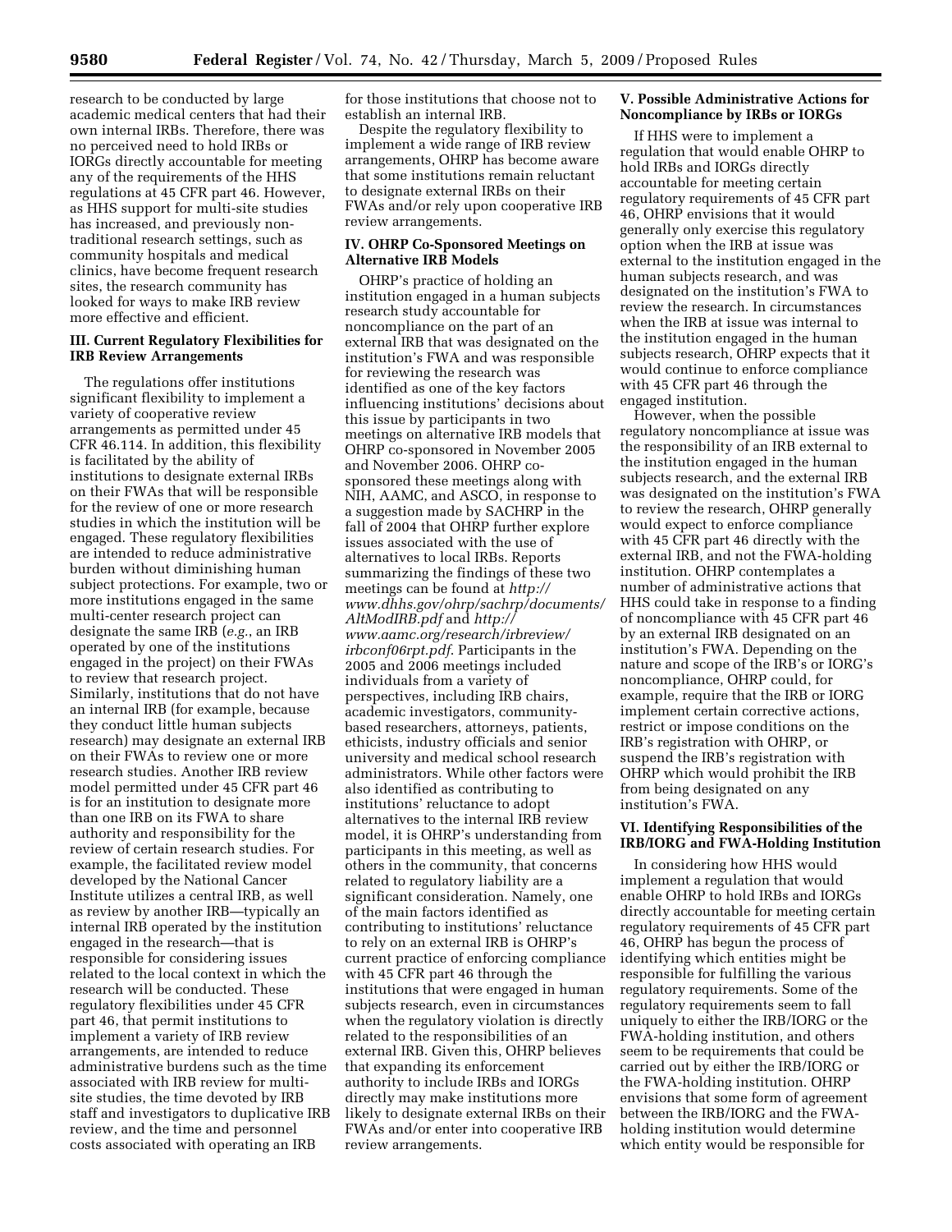research to be conducted by large academic medical centers that had their own internal IRBs. Therefore, there was no perceived need to hold IRBs or IORGs directly accountable for meeting any of the requirements of the HHS regulations at 45 CFR part 46. However, as HHS support for multi-site studies has increased, and previously non-traditional research settings, such as community hospitals and medical clinics, have become frequent research sites, the research community has looked for ways to make IRB review more effective and efficient.

## III. Current Regulatory Flexibilities for IRB Review Arrangements

The regulations offer institutions significant flexibility to implement a variety of cooperative review arrangements as permitted under 45 CFR 46.114. In addition, this flexibility is facilitated by the ability of institutions to designate external IRBs on their FWAs that will be responsible for the review of one or more research studies in which the institution will be engaged. These regulatory flexibilities are intended to reduce administrative burden without diminishing human subject protections. For example, two or more institutions engaged in the same multi-center research project can designate the same IRB (*e.g.*, an IRB operated by one of the institutions engaged in the project) on their FWAs to review that research project. Similarly, institutions that do not have an internal IRB (for example, because they conduct little human subjects research) may designate an external IRB on their FWAs to review one or more research studies. Another IRB review model permitted under 45 CFR part 46 is for an institution to designate more than one IRB on its FWA to share authority and responsibility for the review of certain research studies. For example, the facilitated review model developed by the National Cancer Institute utilizes a central IRB, as well as review by another IRB—typically an internal IRB operated by the institution engaged in the research—that is responsible for considering issues related to the local context in which the research will be conducted. These regulatory flexibilities under 45 CFR part 46, that permit institutions to implement a variety of IRB review arrangements, are intended to reduce administrative burdens such as the time associated with IRB review for multi-site studies, the time devoted by IRB staff and investigators to duplicative IRB review, and the time and personnel costs associated with operating an IRB for those institutions that choose not to establish an internal IRB.

Despite the regulatory flexibility to implement a wide range of IRB review arrangements, OHRP has become aware that some institutions remain reluctant to designate external IRBs on their FWAs and/or rely upon cooperative IRB review arrangements.

## IV. OHRP Co-Sponsored Meetings on Alternative IRB Models

OHRP's practice of holding an institution engaged in a human subjects research study accountable for noncompliance on the part of an external IRB that was designated on the institution's FWA and was responsible for reviewing the research was identified as one of the key factors influencing institutions' decisions about this issue by participants in two meetings on alternative IRB models that OHRP co-sponsored in November 2005 and November 2006. OHRP co-sponsored these meetings along with NIH, AAMC, and ASCO, in response to a suggestion made by SACHRP in the fall of 2004 that OHRP further explore issues associated with the use of alternatives to local IRBs. Reports summarizing the findings of these two meetings can be found at *http://www.dhhs.gov/ohrp/sachrp/documents/AltModIRB.pdf* and *http://www.aamc.org/research/irbreview/irbconf06rpt.pdf*. Participants in the 2005 and 2006 meetings included individuals from a variety of perspectives, including IRB chairs, academic investigators, community-based researchers, attorneys, patients, ethicists, industry officials and senior university and medical school research administrators. While other factors were also identified as contributing to institutions' reluctance to adopt alternatives to the internal IRB review model, it is OHRP's understanding from participants in this meeting, as well as others in the community, that concerns related to regulatory liability are a significant consideration. Namely, one of the main factors identified as contributing to institutions' reluctance to rely on an external IRB is OHRP's current practice of enforcing compliance with 45 CFR part 46 through the institutions that were engaged in human subjects research, even in circumstances when the regulatory violation is directly related to the responsibilities of an external IRB. Given this, OHRP believes that expanding its enforcement authority to include IRBs and IORGs directly may make institutions more likely to designate external IRBs on their FWAs and/or enter into cooperative IRB review arrangements.

## V. Possible Administrative Actions for Noncompliance by IRBs or IORGs

If HHS were to implement a regulation that would enable OHRP to hold IRBs and IORGs directly accountable for meeting certain regulatory requirements of 45 CFR part 46, OHRP envisions that it would generally only exercise this regulatory option when the IRB at issue was external to the institution engaged in the human subjects research, and was designated on the institution's FWA to review the research. In circumstances when the IRB at issue was internal to the institution engaged in the human subjects research, OHRP expects that it would continue to enforce compliance with 45 CFR part 46 through the engaged institution.

However, when the possible regulatory noncompliance at issue was the responsibility of an IRB external to the institution engaged in the human subjects research, and the external IRB was designated on the institution's FWA to review the research, OHRP generally would expect to enforce compliance with 45 CFR part 46 directly with the external IRB, and not the FWA-holding institution. OHRP contemplates a number of administrative actions that HHS could take in response to a finding of noncompliance with 45 CFR part 46 by an external IRB designated on an institution's FWA. Depending on the nature and scope of the IRB's or IORG's noncompliance, OHRP could, for example, require that the IRB or IORG implement certain corrective actions, restrict or impose conditions on the IRB's registration with OHRP, or suspend the IRB's registration with OHRP which would prohibit the IRB from being designated on any institution's FWA.

## VI. Identifying Responsibilities of the IRB/IORG and FWA-Holding Institution

In considering how HHS would implement a regulation that would enable OHRP to hold IRBs and IORGs directly accountable for meeting certain regulatory requirements of 45 CFR part 46, OHRP has begun the process of identifying which entities might be responsible for fulfilling the various regulatory requirements. Some of the regulatory requirements seem to fall uniquely to either the IRB/IORG or the FWA-holding institution, and others seem to be requirements that could be carried out by either the IRB/IORG or the FWA-holding institution. OHRP envisions that some form of agreement between the IRB/IORG and the FWA-holding institution would determine which entity would be responsible for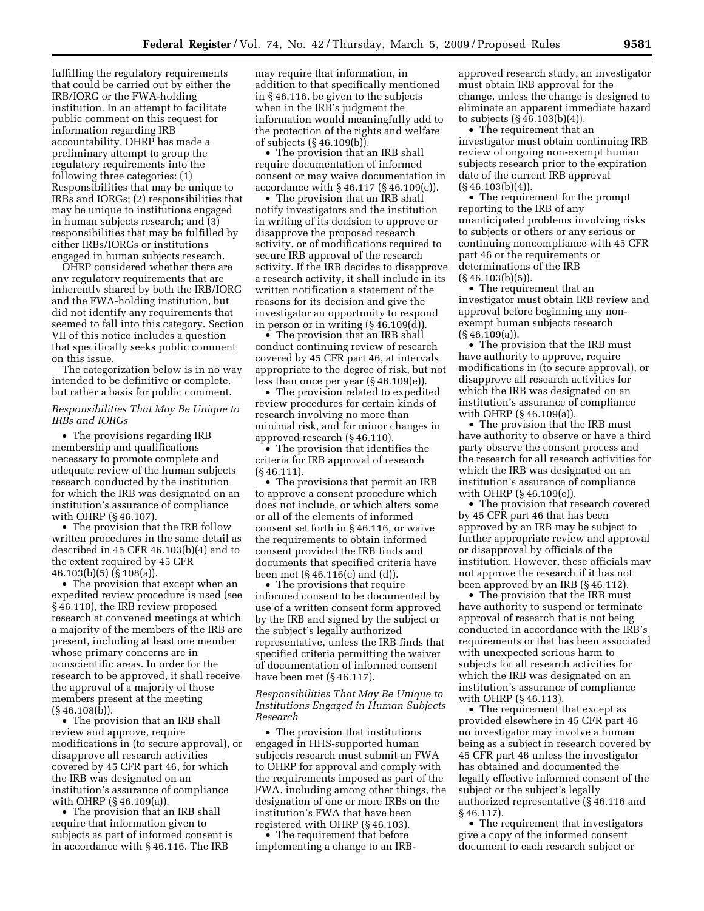fulfilling the regulatory requirements that could be carried out by either the IRB/IORG or the FWA-holding institution. In an attempt to facilitate public comment on this request for information regarding IRB accountability, OHRP has made a preliminary attempt to group the regulatory requirements into the following three categories: (1) Responsibilities that may be unique to IRBs and IORGs; (2) responsibilities that may be unique to institutions engaged in human subjects research; and (3) responsibilities that may be fulfilled by either IRBs/IORGs or institutions engaged in human subjects research.

OHRP considered whether there are any regulatory requirements that are inherently shared by both the IRB/IORG and the FWA-holding institution, but did not identify any requirements that seemed to fall into this category. Section VII of this notice includes a question that specifically seeks public comment on this issue.

The categorization below is in no way intended to be definitive or complete, but rather a basis for public comment.

*Responsibilities That May Be Unique to IRBs and IORGs*

- The provisions regarding IRB membership and qualifications necessary to promote complete and adequate review of the human subjects research conducted by the institution for which the IRB was designated on an institution's assurance of compliance with OHRP (§ 46.107).
- The provision that the IRB follow written procedures in the same detail as described in 45 CFR 46.103(b)(4) and to the extent required by 45 CFR 46.103(b)(5) (§ 108(a)).
- The provision that except when an expedited review procedure is used (see § 46.110), the IRB review proposed research at convened meetings at which a majority of the members of the IRB are present, including at least one member whose primary concerns are in nonscientific areas. In order for the research to be approved, it shall receive the approval of a majority of those members present at the meeting (§ 46.108(b)).
- The provision that an IRB shall review and approve, require modifications in (to secure approval), or disapprove all research activities covered by 45 CFR part 46, for which the IRB was designated on an institution's assurance of compliance with OHRP (§ 46.109(a)).
- The provision that an IRB shall require that information given to subjects as part of informed consent is in accordance with § 46.116. The IRB may require that information, in addition to that specifically mentioned in § 46.116, be given to the subjects when in the IRB's judgment the information would meaningfully add to the protection of the rights and welfare of subjects (§ 46.109(b)).
- The provision that an IRB shall require documentation of informed consent or may waive documentation in accordance with § 46.117 (§ 46.109(c)).
- The provision that an IRB shall notify investigators and the institution in writing of its decision to approve or disapprove the proposed research activity, or of modifications required to secure IRB approval of the research activity. If the IRB decides to disapprove a research activity, it shall include in its written notification a statement of the reasons for its decision and give the investigator an opportunity to respond in person or in writing (§ 46.109(d)).
- The provision that an IRB shall conduct continuing review of research covered by 45 CFR part 46, at intervals appropriate to the degree of risk, but not less than once per year (§ 46.109(e)).
- The provision related to expedited review procedures for certain kinds of research involving no more than minimal risk, and for minor changes in approved research (§ 46.110).
- The provision that identifies the criteria for IRB approval of research (§ 46.111).
- The provisions that permit an IRB to approve a consent procedure which does not include, or which alters some or all of the elements of informed consent set forth in § 46.116, or waive the requirements to obtain informed consent provided the IRB finds and documents that specified criteria have been met (§ 46.116(c) and (d)).
- The provisions that require informed consent to be documented by use of a written consent form approved by the IRB and signed by the subject or the subject's legally authorized representative, unless the IRB finds that specified criteria permitting the waiver of documentation of informed consent have been met (§ 46.117).

*Responsibilities That May Be Unique to Institutions Engaged in Human Subjects Research*

- The provision that institutions engaged in HHS-supported human subjects research must submit an FWA to OHRP for approval and comply with the requirements imposed as part of the FWA, including among other things, the designation of one or more IRBs on the institution's FWA that have been registered with OHRP (§ 46.103).
- The requirement that before implementing a change to an IRB-approved research study, an investigator must obtain IRB approval for the change, unless the change is designed to eliminate an apparent immediate hazard to subjects (§ 46.103(b)(4)).
- The requirement that an investigator must obtain continuing IRB review of ongoing non-exempt human subjects research prior to the expiration date of the current IRB approval (§ 46.103(b)(4)).
- The requirement for the prompt reporting to the IRB of any unanticipated problems involving risks to subjects or others or any serious or continuing noncompliance with 45 CFR part 46 or the requirements or determinations of the IRB (§ 46.103(b)(5)).
- The requirement that an investigator must obtain IRB review and approval before beginning any non-exempt human subjects research (§ 46.109(a)).
- The provision that the IRB must have authority to approve, require modifications in (to secure approval), or disapprove all research activities for which the IRB was designated on an institution's assurance of compliance with OHRP (§ 46.109(a)).
- The provision that the IRB must have authority to observe or have a third party observe the consent process and the research for all research activities for which the IRB was designated on an institution's assurance of compliance with OHRP (§ 46.109(e)).
- The provision that research covered by 45 CFR part 46 that has been approved by an IRB may be subject to further appropriate review and approval or disapproval by officials of the institution. However, these officials may not approve the research if it has not been approved by an IRB (§ 46.112).
- The provision that the IRB must have authority to suspend or terminate approval of research that is not being conducted in accordance with the IRB's requirements or that has been associated with unexpected serious harm to subjects for all research activities for which the IRB was designated on an institution's assurance of compliance with OHRP (§ 46.113).
- The requirement that except as provided elsewhere in 45 CFR part 46 no investigator may involve a human being as a subject in research covered by 45 CFR part 46 unless the investigator has obtained and documented the legally effective informed consent of the subject or the subject's legally authorized representative (§ 46.116 and § 46.117).
- The requirement that investigators give a copy of the informed consent document to each research subject or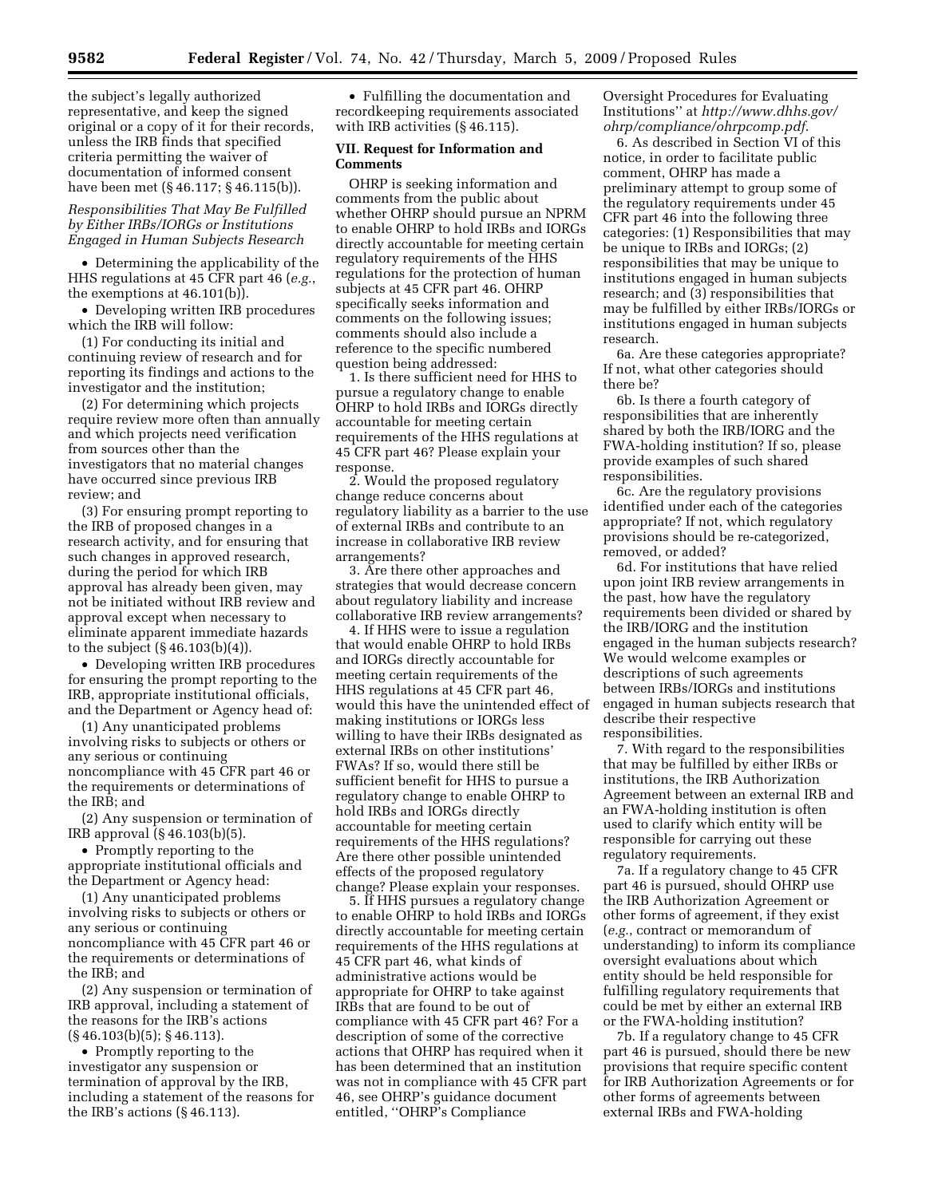the subject's legally authorized representative, and keep the signed original or a copy of it for their records, unless the IRB finds that specified criteria permitting the waiver of documentation of informed consent have been met (§ 46.117; § 46.115(b)).

*Responsibilities That May Be Fulfilled by Either IRBs/IORGs or Institutions Engaged in Human Subjects Research*

- Determining the applicability of the HHS regulations at 45 CFR part 46 (*e.g.*, the exemptions at 46.101(b)).
- Developing written IRB procedures which the IRB will follow:

(1) For conducting its initial and continuing review of research and for reporting its findings and actions to the investigator and the institution;

(2) For determining which projects require review more often than annually and which projects need verification from sources other than the investigators that no material changes have occurred since previous IRB review; and

(3) For ensuring prompt reporting to the IRB of proposed changes in a research activity, and for ensuring that such changes in approved research, during the period for which IRB approval has already been given, may not be initiated without IRB review and approval except when necessary to eliminate apparent immediate hazards to the subject (§ 46.103(b)(4)).

- Developing written IRB procedures for ensuring the prompt reporting to the IRB, appropriate institutional officials, and the Department or Agency head of:

(1) Any unanticipated problems involving risks to subjects or others or any serious or continuing noncompliance with 45 CFR part 46 or the requirements or determinations of the IRB; and

(2) Any suspension or termination of IRB approval (§ 46.103(b)(5)).

- Promptly reporting to the appropriate institutional officials and the Department or Agency head:

(1) Any unanticipated problems involving risks to subjects or others or any serious or continuing noncompliance with 45 CFR part 46 or the requirements or determinations of the IRB; and

(2) Any suspension or termination of IRB approval, including a statement of the reasons for the IRB's actions (§ 46.103(b)(5); § 46.113).

- Promptly reporting to the investigator any suspension or termination of approval by the IRB, including a statement of the reasons for the IRB's actions (§ 46.113).
- Fulfilling the documentation and recordkeeping requirements associated with IRB activities (§ 46.115).

## VII. Request for Information and Comments

OHRP is seeking information and comments from the public about whether OHRP should pursue an NPRM to enable OHRP to hold IRBs and IORGs directly accountable for meeting certain regulatory requirements of the HHS regulations for the protection of human subjects at 45 CFR part 46. OHRP specifically seeks information and comments on the following issues; comments should also include a reference to the specific numbered question being addressed:

1. Is there sufficient need for HHS to pursue a regulatory change to enable OHRP to hold IRBs and IORGs directly accountable for meeting certain requirements of the HHS regulations at 45 CFR part 46? Please explain your response.

2. Would the proposed regulatory change reduce concerns about regulatory liability as a barrier to the use of external IRBs and contribute to an increase in collaborative IRB review arrangements?

3. Are there other approaches and strategies that would decrease concern about regulatory liability and increase collaborative IRB review arrangements?

4. If HHS were to issue a regulation that would enable OHRP to hold IRBs and IORGs directly accountable for meeting certain requirements of the HHS regulations at 45 CFR part 46, would this have the unintended effect of making institutions or IORGs less willing to have their IRBs designated as external IRBs on other institutions' FWAs? If so, would there still be sufficient benefit for HHS to pursue a regulatory change to enable OHRP to hold IRBs and IORGs directly accountable for meeting certain requirements of the HHS regulations? Are there other possible unintended effects of the proposed regulatory change? Please explain your responses.

5. If HHS pursues a regulatory change to enable OHRP to hold IRBs and IORGs directly accountable for meeting certain requirements of the HHS regulations at 45 CFR part 46, what kinds of administrative actions would be appropriate for OHRP to take against IRBs that are found to be out of compliance with 45 CFR part 46? For a description of some of the corrective actions that OHRP has required when it has been determined that an institution was not in compliance with 45 CFR part 46, see OHRP's guidance document entitled, ''OHRP's Compliance Oversight Procedures for Evaluating Institutions'' at *http://www.dhhs.gov/ohrp/compliance/ohrpcomp.pdf*.

6. As described in Section VI of this notice, in order to facilitate public comment, OHRP has made a preliminary attempt to group some of the regulatory requirements under 45 CFR part 46 into the following three categories: (1) Responsibilities that may be unique to IRBs and IORGs; (2) responsibilities that may be unique to institutions engaged in human subjects research; and (3) responsibilities that may be fulfilled by either IRBs/IORGs or institutions engaged in human subjects research.

6a. Are these categories appropriate? If not, what other categories should there be?

6b. Is there a fourth category of responsibilities that are inherently shared by both the IRB/IORG and the FWA-holding institution? If so, please provide examples of such shared responsibilities.

6c. Are the regulatory provisions identified under each of the categories appropriate? If not, which regulatory provisions should be re-categorized, removed, or added?

6d. For institutions that have relied upon joint IRB review arrangements in the past, how have the regulatory requirements been divided or shared by the IRB/IORG and the institution engaged in the human subjects research? We would welcome examples or descriptions of such agreements between IRBs/IORGs and institutions engaged in human subjects research that describe their respective responsibilities.

7. With regard to the responsibilities that may be fulfilled by either IRBs or institutions, the IRB Authorization Agreement between an external IRB and an FWA-holding institution is often used to clarify which entity will be responsible for carrying out these regulatory requirements.

7a. If a regulatory change to 45 CFR part 46 is pursued, should OHRP use the IRB Authorization Agreement or other forms of agreement, if they exist (*e.g.*, contract or memorandum of understanding) to inform its compliance oversight evaluations about which entity should be held responsible for fulfilling regulatory requirements that could be met by either an external IRB or the FWA-holding institution?

7b. If a regulatory change to 45 CFR part 46 is pursued, should there be new provisions that require specific content for IRB Authorization Agreements or for other forms of agreements between external IRBs and FWA-holding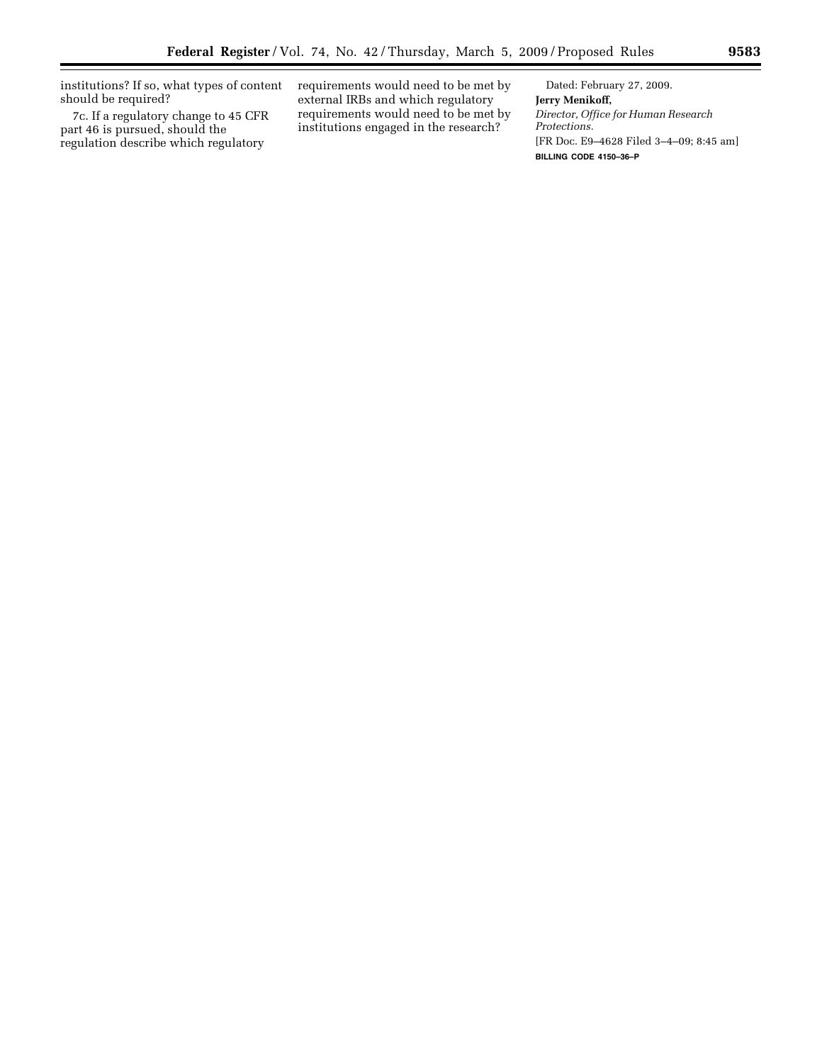institutions? If so, what types of content should be required?

7c. If a regulatory change to 45 CFR part 46 is pursued, should the regulation describe which regulatory requirements would need to be met by external IRBs and which regulatory requirements would need to be met by institutions engaged in the research?

Dated: February 27, 2009.

**Jerry Menikoff,**

*Director, Office for Human Research Protections.*

[FR Doc. E9–4628 Filed 3–4–09; 8:45 am]

**BILLING CODE 4150–36–P**